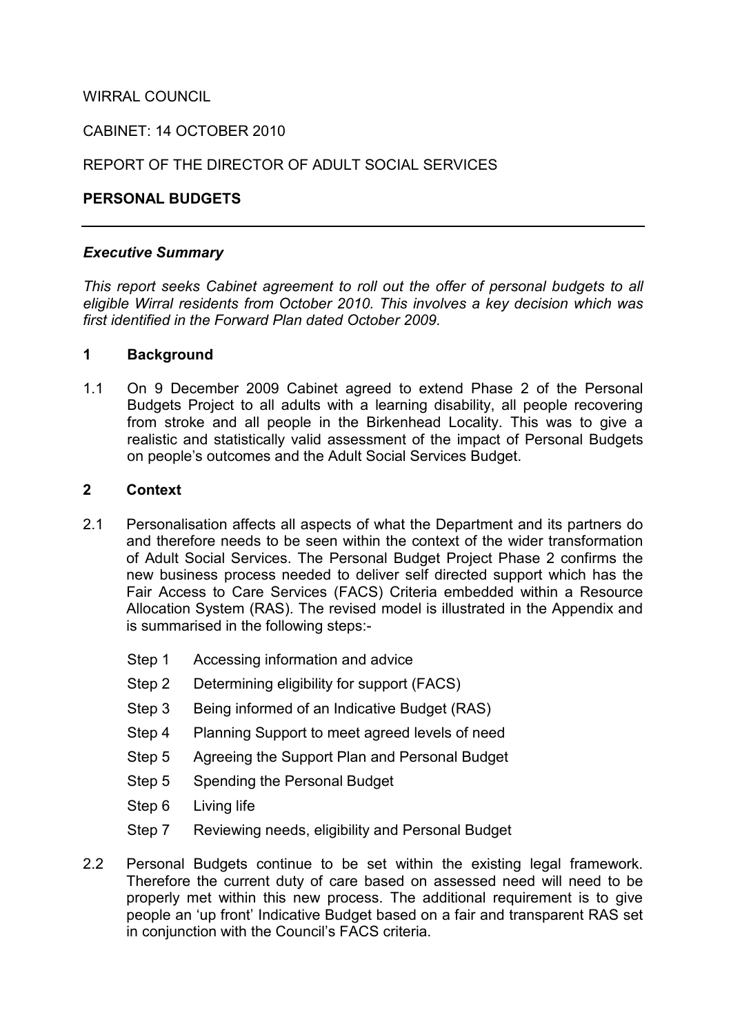WIRRAL COUNCIL

CABINET: 14 OCTOBER 2010

REPORT OF THE DIRECTOR OF ADULT SOCIAL SERVICES

**PERSONAL BUDGETS**

---

***Executive Summary***

*This report seeks Cabinet agreement to roll out the offer of personal budgets to all eligible Wirral residents from October 2010. This involves a key decision which was first identified in the Forward Plan dated October 2009.*

## 1 Background

1.1 On 9 December 2009 Cabinet agreed to extend Phase 2 of the Personal Budgets Project to all adults with a learning disability, all people recovering from stroke and all people in the Birkenhead Locality. This was to give a realistic and statistically valid assessment of the impact of Personal Budgets on people's outcomes and the Adult Social Services Budget.

## 2 Context

2.1 Personalisation affects all aspects of what the Department and its partners do and therefore needs to be seen within the context of the wider transformation of Adult Social Services. The Personal Budget Project Phase 2 confirms the new business process needed to deliver self directed support which has the Fair Access to Care Services (FACS) Criteria embedded within a Resource Allocation System (RAS). The revised model is illustrated in the Appendix and is summarised in the following steps:-

- Step 1 Accessing information and advice
- Step 2 Determining eligibility for support (FACS)
- Step 3 Being informed of an Indicative Budget (RAS)
- Step 4 Planning Support to meet agreed levels of need
- Step 5 Agreeing the Support Plan and Personal Budget
- Step 5 Spending the Personal Budget
- Step 6 Living life
- Step 7 Reviewing needs, eligibility and Personal Budget

2.2 Personal Budgets continue to be set within the existing legal framework. Therefore the current duty of care based on assessed need will need to be properly met within this new process. The additional requirement is to give people an 'up front' Indicative Budget based on a fair and transparent RAS set in conjunction with the Council's FACS criteria.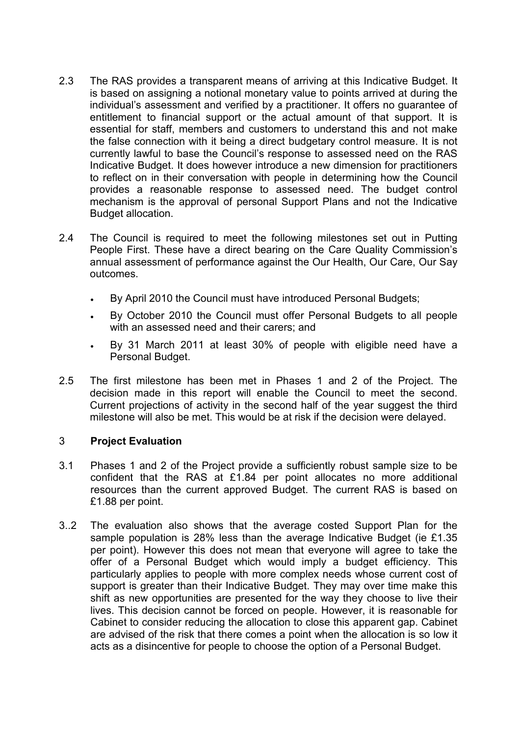2.3 The RAS provides a transparent means of arriving at this Indicative Budget. It is based on assigning a notional monetary value to points arrived at during the individual's assessment and verified by a practitioner. It offers no guarantee of entitlement to financial support or the actual amount of that support. It is essential for staff, members and customers to understand this and not make the false connection with it being a direct budgetary control measure. It is not currently lawful to base the Council's response to assessed need on the RAS Indicative Budget. It does however introduce a new dimension for practitioners to reflect on in their conversation with people in determining how the Council provides a reasonable response to assessed need. The budget control mechanism is the approval of personal Support Plans and not the Indicative Budget allocation.

2.4 The Council is required to meet the following milestones set out in Putting People First. These have a direct bearing on the Care Quality Commission's annual assessment of performance against the Our Health, Our Care, Our Say outcomes.

- By April 2010 the Council must have introduced Personal Budgets;
- By October 2010 the Council must offer Personal Budgets to all people with an assessed need and their carers; and
- By 31 March 2011 at least 30% of people with eligible need have a Personal Budget.

2.5 The first milestone has been met in Phases 1 and 2 of the Project. The decision made in this report will enable the Council to meet the second. Current projections of activity in the second half of the year suggest the third milestone will also be met. This would be at risk if the decision were delayed.

## 3 Project Evaluation

3.1 Phases 1 and 2 of the Project provide a sufficiently robust sample size to be confident that the RAS at £1.84 per point allocates no more additional resources than the current approved Budget. The current RAS is based on £1.88 per point.

3..2 The evaluation also shows that the average costed Support Plan for the sample population is 28% less than the average Indicative Budget (ie £1.35 per point). However this does not mean that everyone will agree to take the offer of a Personal Budget which would imply a budget efficiency. This particularly applies to people with more complex needs whose current cost of support is greater than their Indicative Budget. They may over time make this shift as new opportunities are presented for the way they choose to live their lives. This decision cannot be forced on people. However, it is reasonable for Cabinet to consider reducing the allocation to close this apparent gap. Cabinet are advised of the risk that there comes a point when the allocation is so low it acts as a disincentive for people to choose the option of a Personal Budget.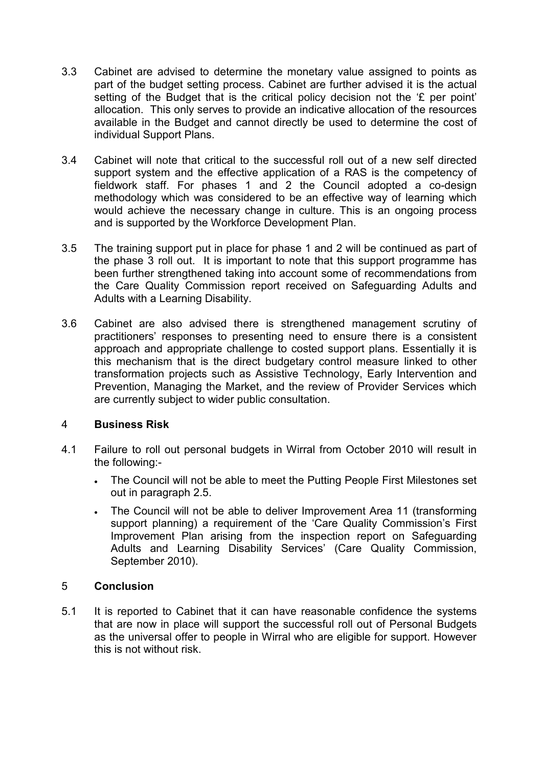3.3 Cabinet are advised to determine the monetary value assigned to points as part of the budget setting process. Cabinet are further advised it is the actual setting of the Budget that is the critical policy decision not the '£ per point' allocation. This only serves to provide an indicative allocation of the resources available in the Budget and cannot directly be used to determine the cost of individual Support Plans.

3.4 Cabinet will note that critical to the successful roll out of a new self directed support system and the effective application of a RAS is the competency of fieldwork staff. For phases 1 and 2 the Council adopted a co-design methodology which was considered to be an effective way of learning which would achieve the necessary change in culture. This is an ongoing process and is supported by the Workforce Development Plan.

3.5 The training support put in place for phase 1 and 2 will be continued as part of the phase 3 roll out. It is important to note that this support programme has been further strengthened taking into account some of recommendations from the Care Quality Commission report received on Safeguarding Adults and Adults with a Learning Disability.

3.6 Cabinet are also advised there is strengthened management scrutiny of practitioners' responses to presenting need to ensure there is a consistent approach and appropriate challenge to costed support plans. Essentially it is this mechanism that is the direct budgetary control measure linked to other transformation projects such as Assistive Technology, Early Intervention and Prevention, Managing the Market, and the review of Provider Services which are currently subject to wider public consultation.

## 4 Business Risk

4.1 Failure to roll out personal budgets in Wirral from October 2010 will result in the following:-

- The Council will not be able to meet the Putting People First Milestones set out in paragraph 2.5.
- The Council will not be able to deliver Improvement Area 11 (transforming support planning) a requirement of the 'Care Quality Commission's First Improvement Plan arising from the inspection report on Safeguarding Adults and Learning Disability Services' (Care Quality Commission, September 2010).

## 5 Conclusion

5.1 It is reported to Cabinet that it can have reasonable confidence the systems that are now in place will support the successful roll out of Personal Budgets as the universal offer to people in Wirral who are eligible for support. However this is not without risk.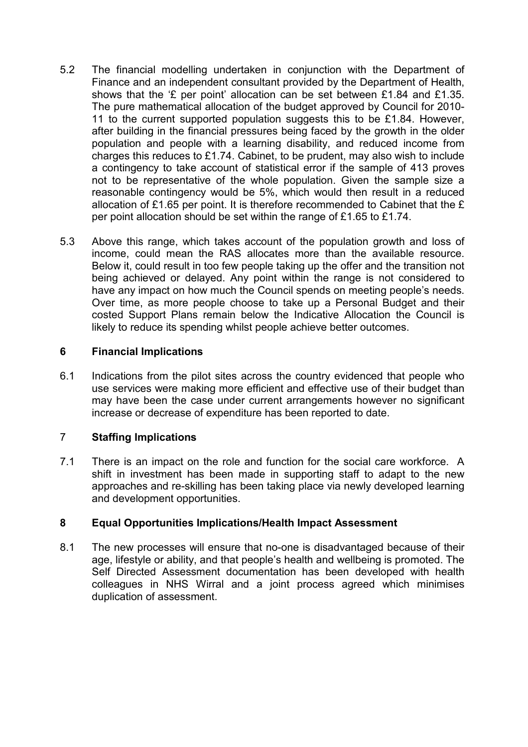5.2 The financial modelling undertaken in conjunction with the Department of Finance and an independent consultant provided by the Department of Health, shows that the '£ per point' allocation can be set between £1.84 and £1.35. The pure mathematical allocation of the budget approved by Council for 2010-11 to the current supported population suggests this to be £1.84. However, after building in the financial pressures being faced by the growth in the older population and people with a learning disability, and reduced income from charges this reduces to £1.74. Cabinet, to be prudent, may also wish to include a contingency to take account of statistical error if the sample of 413 proves not to be representative of the whole population. Given the sample size a reasonable contingency would be 5%, which would then result in a reduced allocation of £1.65 per point. It is therefore recommended to Cabinet that the £ per point allocation should be set within the range of £1.65 to £1.74.

5.3 Above this range, which takes account of the population growth and loss of income, could mean the RAS allocates more than the available resource. Below it, could result in too few people taking up the offer and the transition not being achieved or delayed. Any point within the range is not considered to have any impact on how much the Council spends on meeting people's needs. Over time, as more people choose to take up a Personal Budget and their costed Support Plans remain below the Indicative Allocation the Council is likely to reduce its spending whilst people achieve better outcomes.

## 6 Financial Implications

6.1 Indications from the pilot sites across the country evidenced that people who use services were making more efficient and effective use of their budget than may have been the case under current arrangements however no significant increase or decrease of expenditure has been reported to date.

## 7 Staffing Implications

7.1 There is an impact on the role and function for the social care workforce. A shift in investment has been made in supporting staff to adapt to the new approaches and re-skilling has been taking place via newly developed learning and development opportunities.

## 8 Equal Opportunities Implications/Health Impact Assessment

8.1 The new processes will ensure that no-one is disadvantaged because of their age, lifestyle or ability, and that people's health and wellbeing is promoted. The Self Directed Assessment documentation has been developed with health colleagues in NHS Wirral and a joint process agreed which minimises duplication of assessment.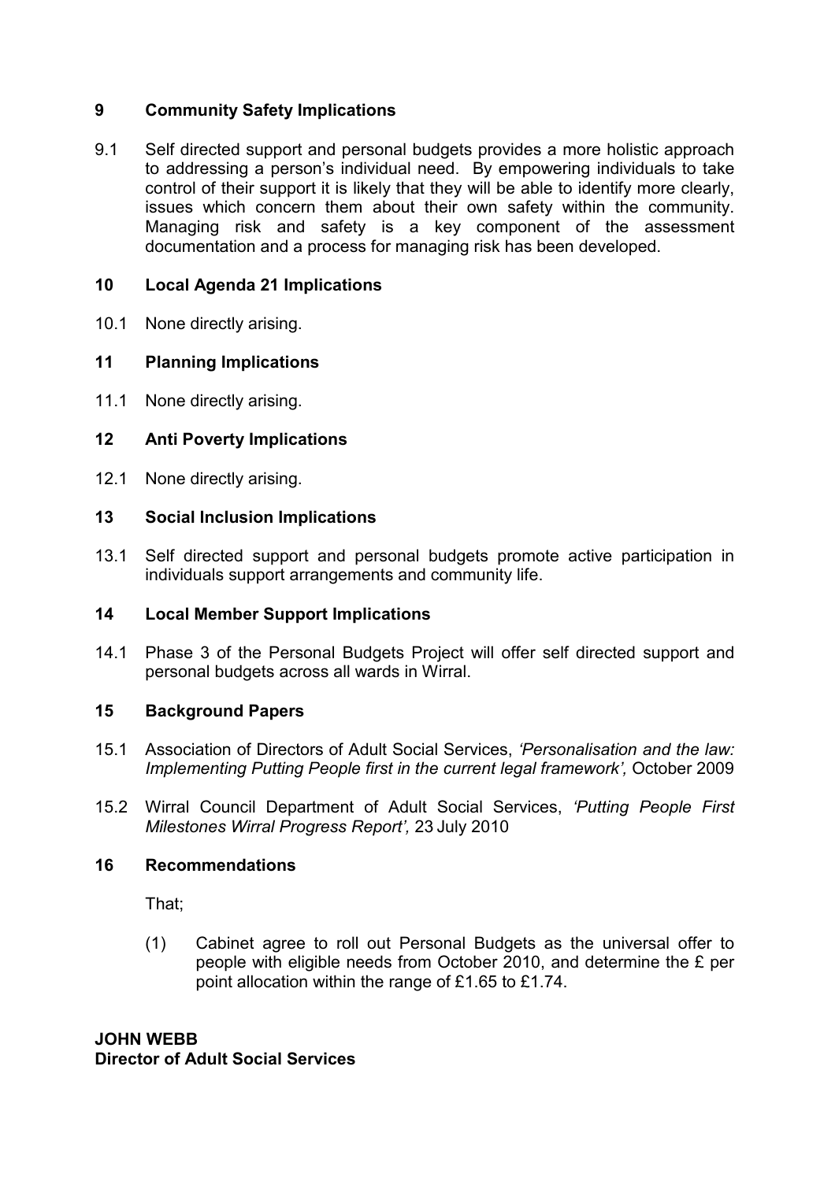## 9 Community Safety Implications

9.1 Self directed support and personal budgets provides a more holistic approach to addressing a person's individual need. By empowering individuals to take control of their support it is likely that they will be able to identify more clearly, issues which concern them about their own safety within the community. Managing risk and safety is a key component of the assessment documentation and a process for managing risk has been developed.

## 10 Local Agenda 21 Implications

10.1 None directly arising.

## 11 Planning Implications

11.1 None directly arising.

## 12 Anti Poverty Implications

12.1 None directly arising.

## 13 Social Inclusion Implications

13.1 Self directed support and personal budgets promote active participation in individuals support arrangements and community life.

## 14 Local Member Support Implications

14.1 Phase 3 of the Personal Budgets Project will offer self directed support and personal budgets across all wards in Wirral.

## 15 Background Papers

15.1 Association of Directors of Adult Social Services, *'Personalisation and the law: Implementing Putting People first in the current legal framework',* October 2009

15.2 Wirral Council Department of Adult Social Services, *'Putting People First Milestones Wirral Progress Report',* 23 July 2010

## 16 Recommendations

That;

(1) Cabinet agree to roll out Personal Budgets as the universal offer to people with eligible needs from October 2010, and determine the £ per point allocation within the range of £1.65 to £1.74.

**JOHN WEBB**
**Director of Adult Social Services**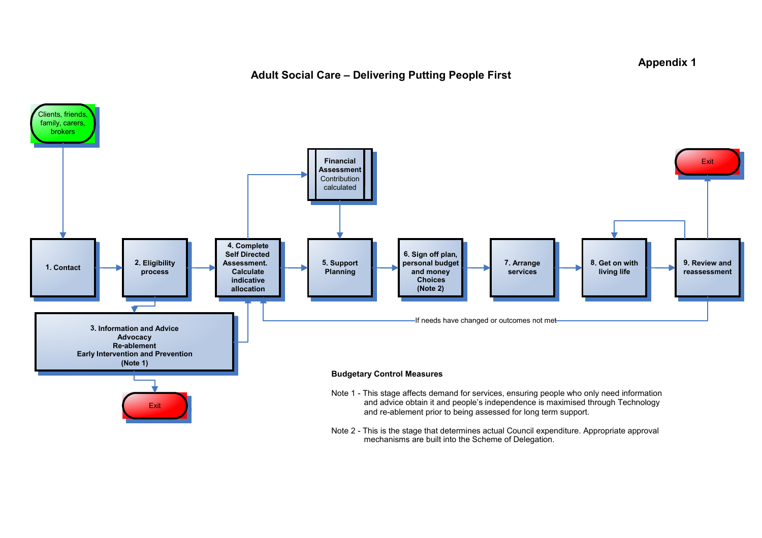Appendix 1

## Adult Social Care – Delivering Putting People First

Clients, friends, family, carers, brokers

1. Contact

2. Eligibility process

3. Information and Advice
Advocacy
Re-ablement
Early Intervention and Prevention
(Note 1)

Exit

4. Complete Self Directed Assessment. Calculate indicative allocation

**Financial Assessment**
Contribution calculated

5. Support Planning

6. Sign off plan, personal budget and money Choices (Note 2)

7. Arrange services

8. Get on with living life

9. Review and reassessment

Exit

If needs have changed or outcomes not met

**Budgetary Control Measures**

Note 1 - This stage affects demand for services, ensuring people who only need information and advice obtain it and people's independence is maximised through Technology and re-ablement prior to being assessed for long term support.

Note 2 - This is the stage that determines actual Council expenditure. Appropriate approval mechanisms are built into the Scheme of Delegation.